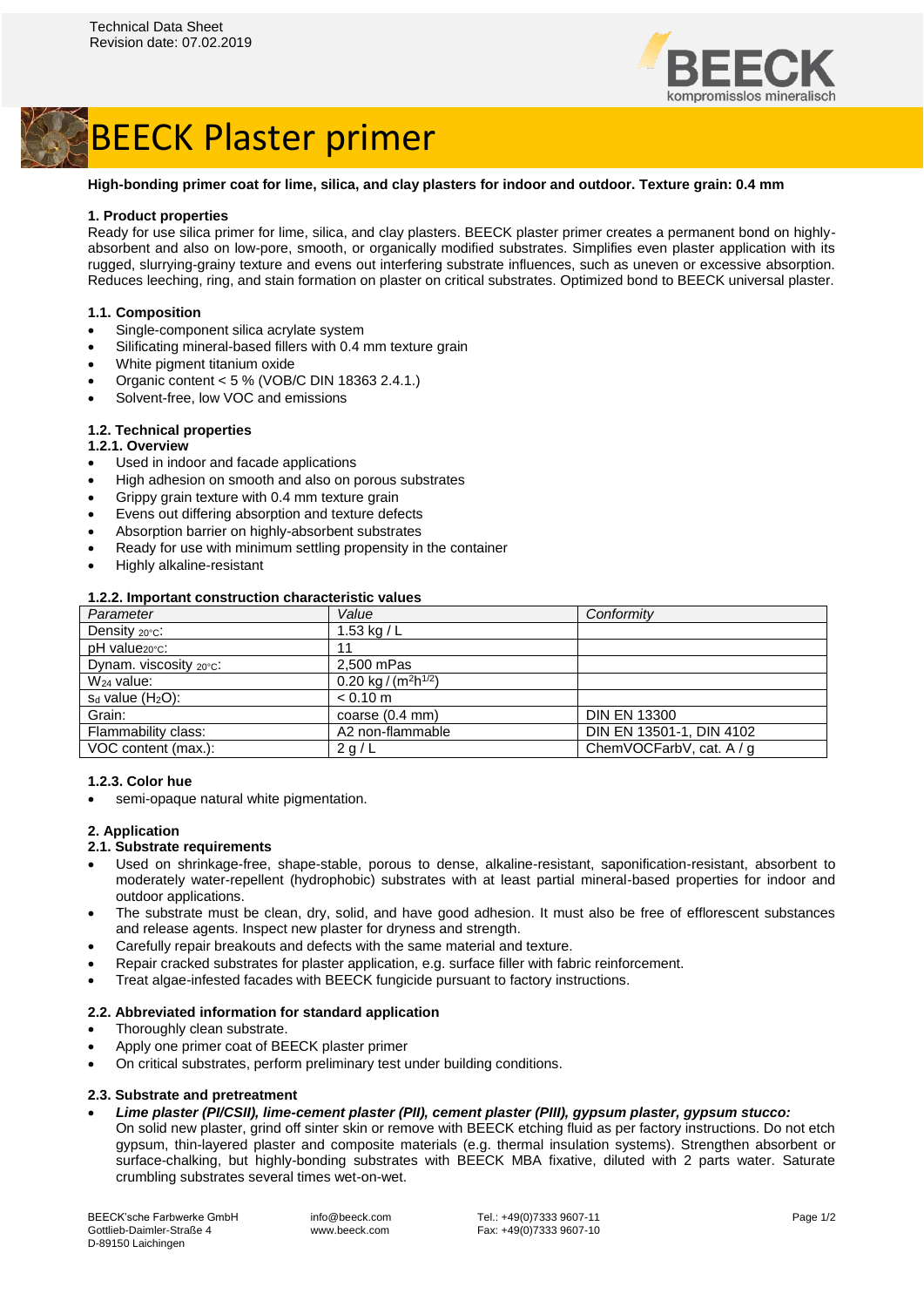Technical Data Sheet
Revision date: 07.02.2019

# BEECK Plaster primer

**High-bonding primer coat for lime, silica, and clay plasters for indoor and outdoor. Texture grain: 0.4 mm**

## 1. Product properties

Ready for use silica primer for lime, silica, and clay plasters. BEECK plaster primer creates a permanent bond on highly-absorbent and also on low-pore, smooth, or organically modified substrates. Simplifies even plaster application with its rugged, slurrying-grainy texture and evens out interfering substrate influences, such as uneven or excessive absorption. Reduces leeching, ring, and stain formation on plaster on critical substrates. Optimized bond to BEECK universal plaster.

### 1.1. Composition

- Single-component silica acrylate system
- Silificating mineral-based fillers with 0.4 mm texture grain
- White pigment titanium oxide
- Organic content < 5 % (VOB/C DIN 18363 2.4.1.)
- Solvent-free, low VOC and emissions

### 1.2. Technical properties

#### 1.2.1. Overview

- Used in indoor and facade applications
- High adhesion on smooth and also on porous substrates
- Grippy grain texture with 0.4 mm texture grain
- Evens out differing absorption and texture defects
- Absorption barrier on highly-absorbent substrates
- Ready for use with minimum settling propensity in the container
- Highly alkaline-resistant

#### 1.2.2. Important construction characteristic values

| *Parameter* | *Value* | *Conformity* |
|---|---|---|
| Density $_{20°C}$: | 1.53 kg / L | |
| pH value$_{20°C}$: | 11 | |
| Dynam. viscosity $_{20°C}$: | 2,500 mPas | |
| $W_{24}$ value: | 0.20 kg / ($m^2h^{1/2}$) | |
| $s_d$ value ($H_2O$): | < 0.10 m | |
| Grain: | coarse (0.4 mm) | DIN EN 13300 |
| Flammability class: | A2 non-flammable | DIN EN 13501-1, DIN 4102 |
| VOC content (max.): | 2 g / L | ChemVOCFarbV, cat. A / g |

#### 1.2.3. Color hue

- semi-opaque natural white pigmentation.

## 2. Application

### 2.1. Substrate requirements

- Used on shrinkage-free, shape-stable, porous to dense, alkaline-resistant, saponification-resistant, absorbent to moderately water-repellent (hydrophobic) substrates with at least partial mineral-based properties for indoor and outdoor applications.
- The substrate must be clean, dry, solid, and have good adhesion. It must also be free of efflorescent substances and release agents. Inspect new plaster for dryness and strength.
- Carefully repair breakouts and defects with the same material and texture.
- Repair cracked substrates for plaster application, e.g. surface filler with fabric reinforcement.
- Treat algae-infested facades with BEECK fungicide pursuant to factory instructions.

### 2.2. Abbreviated information for standard application

- Thoroughly clean substrate.
- Apply one primer coat of BEECK plaster primer
- On critical substrates, perform preliminary test under building conditions.

### 2.3. Substrate and pretreatment

- ***Lime plaster (PI/CSII), lime-cement plaster (PII), cement plaster (PIII), gypsum plaster, gypsum stucco:***
  On solid new plaster, grind off sinter skin or remove with BEECK etching fluid as per factory instructions. Do not etch gypsum, thin-layered plaster and composite materials (e.g. thermal insulation systems). Strengthen absorbent or surface-chalking, but highly-bonding substrates with BEECK MBA fixative, diluted with 2 parts water. Saturate crumbling substrates several times wet-on-wet.

BEECK'sche Farbwerke GmbH
Gottlieb-Daimler-Straße 4
D-89150 Laichingen

info@beeck.com
www.beeck.com

Tel.: +49(0)7333 9607-11
Fax: +49(0)7333 9607-10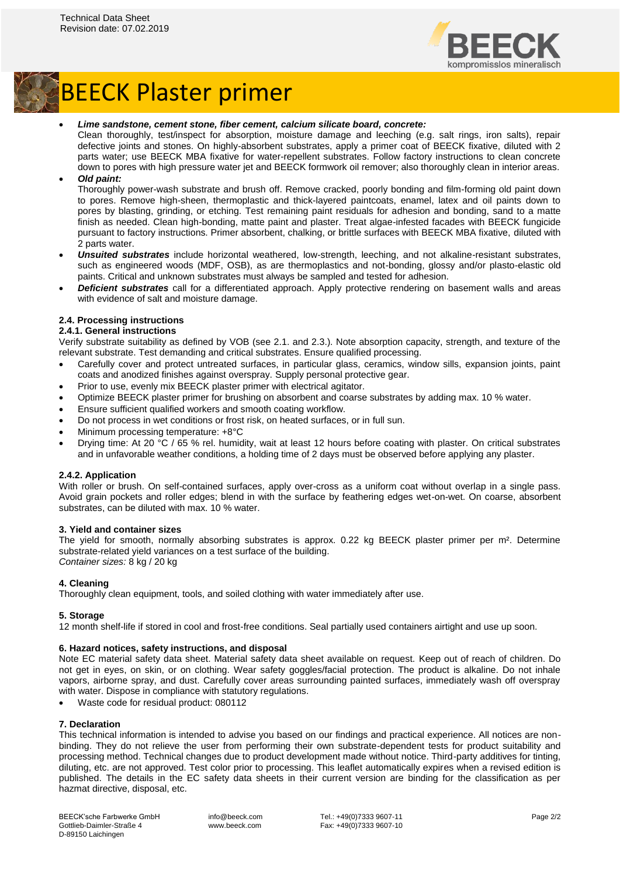# BEECK Plaster primer

- ***Lime sandstone, cement stone, fiber cement, calcium silicate board, concrete:*** Clean thoroughly, test/inspect for absorption, moisture damage and leeching (e.g. salt rings, iron salts), repair defective joints and stones. On highly-absorbent substrates, apply a primer coat of BEECK fixative, diluted with 2 parts water; use BEECK MBA fixative for water-repellent substrates. Follow factory instructions to clean concrete down to pores with high pressure water jet and BEECK formwork oil remover; also thoroughly clean in interior areas.
- ***Old paint:*** Thoroughly power-wash substrate and brush off. Remove cracked, poorly bonding and film-forming old paint down to pores. Remove high-sheen, thermoplastic and thick-layered paintcoats, enamel, latex and oil paints down to pores by blasting, grinding, or etching. Test remaining paint residuals for adhesion and bonding, sand to a matte finish as needed. Clean high-bonding, matte paint and plaster. Treat algae-infested facades with BEECK fungicide pursuant to factory instructions. Primer absorbent, chalking, or brittle surfaces with BEECK MBA fixative, diluted with 2 parts water.
- ***Unsuited substrates*** include horizontal weathered, low-strength, leeching, and not alkaline-resistant substrates, such as engineered woods (MDF, OSB), as are thermoplastic and not-bonding, glossy and/or plasto-elastic old paints. Critical and unknown substrates must always be sampled and tested for adhesion.
- ***Deficient substrates*** call for a differentiated approach. Apply protective rendering on basement walls and areas with evidence of salt and moisture damage.

### 2.4. Processing instructions

#### 2.4.1. General instructions

Verify substrate suitability as defined by VOB (see 2.1. and 2.3.). Note absorption capacity, strength, and texture of the relevant substrate. Test demanding and critical substrates. Ensure qualified processing.

- Carefully cover and protect untreated surfaces, in particular glass, ceramics, window sills, expansion joints, paint coats and anodized finishes against overspray. Supply personal protective gear.
- Prior to use, evenly mix BEECK plaster primer with electrical agitator.
- Optimize BEECK plaster primer for brushing on absorbent and coarse substrates by adding max. 10 % water.
- Ensure sufficient qualified workers and smooth coating workflow.
- Do not process in wet conditions or frost risk, on heated surfaces, or in full sun.
- Minimum processing temperature: +8°C
- Drying time: At 20 °C / 65 % rel. humidity, wait at least 12 hours before coating with plaster. On critical substrates and in unfavorable weather conditions, a holding time of 2 days must be observed before applying any plaster.

#### 2.4.2. Application

With roller or brush. On self-contained surfaces, apply over-cross as a uniform coat without overlap in a single pass. Avoid grain pockets and roller edges; blend in with the surface by feathering edges wet-on-wet. On coarse, absorbent substrates, can be diluted with max. 10 % water.

### 3. Yield and container sizes

The yield for smooth, normally absorbing substrates is approx. 0.22 kg BEECK plaster primer per m². Determine substrate-related yield variances on a test surface of the building.
*Container sizes:* 8 kg / 20 kg

### 4. Cleaning

Thoroughly clean equipment, tools, and soiled clothing with water immediately after use.

### 5. Storage

12 month shelf-life if stored in cool and frost-free conditions. Seal partially used containers airtight and use up soon.

### 6. Hazard notices, safety instructions, and disposal

Note EC material safety data sheet. Material safety data sheet available on request. Keep out of reach of children. Do not get in eyes, on skin, or on clothing. Wear safety goggles/facial protection. The product is alkaline. Do not inhale vapors, airborne spray, and dust. Carefully cover areas surrounding painted surfaces, immediately wash off overspray with water. Dispose in compliance with statutory regulations.

- Waste code for residual product: 080112

### 7. Declaration

This technical information is intended to advise you based on our findings and practical experience. All notices are non-binding. They do not relieve the user from performing their own substrate-dependent tests for product suitability and processing method. Technical changes due to product development made without notice. Third-party additives for tinting, diluting, etc. are not approved. Test color prior to processing. This leaflet automatically expires when a revised edition is published. The details in the EC safety data sheets in their current version are binding for the classification as per hazmat directive, disposal, etc.